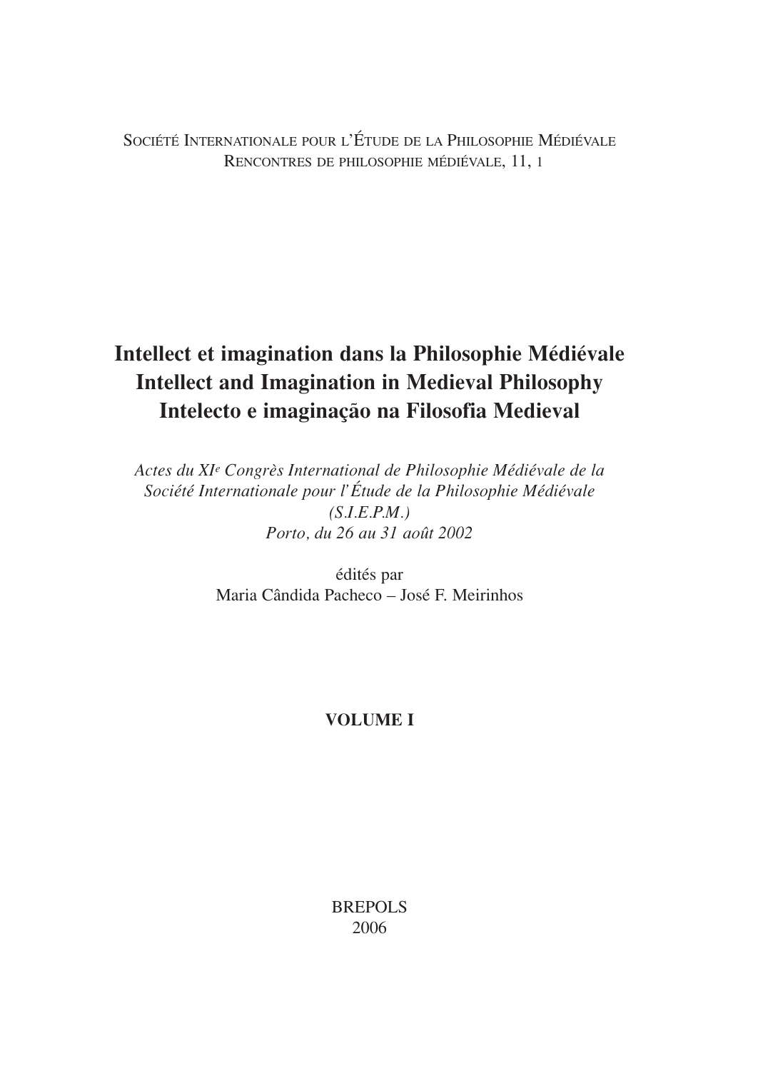Société Internationale pour l'Étude de la Philosophie Médiévale
Rencontres de philosophie médiévale, 11, 1

# Intellect et imagination dans la Philosophie Médiévale
# Intellect and Imagination in Medieval Philosophy
# Intelecto e imaginação na Filosofia Medieval

*Actes du XI[e] Congrès International de Philosophie Médiévale de la Société Internationale pour l'Étude de la Philosophie Médiévale (S.I.E.P.M.)*
*Porto, du 26 au 31 août 2002*

édités par
Maria Cândida Pacheco – José F. Meirinhos

**VOLUME I**

BREPOLS
2006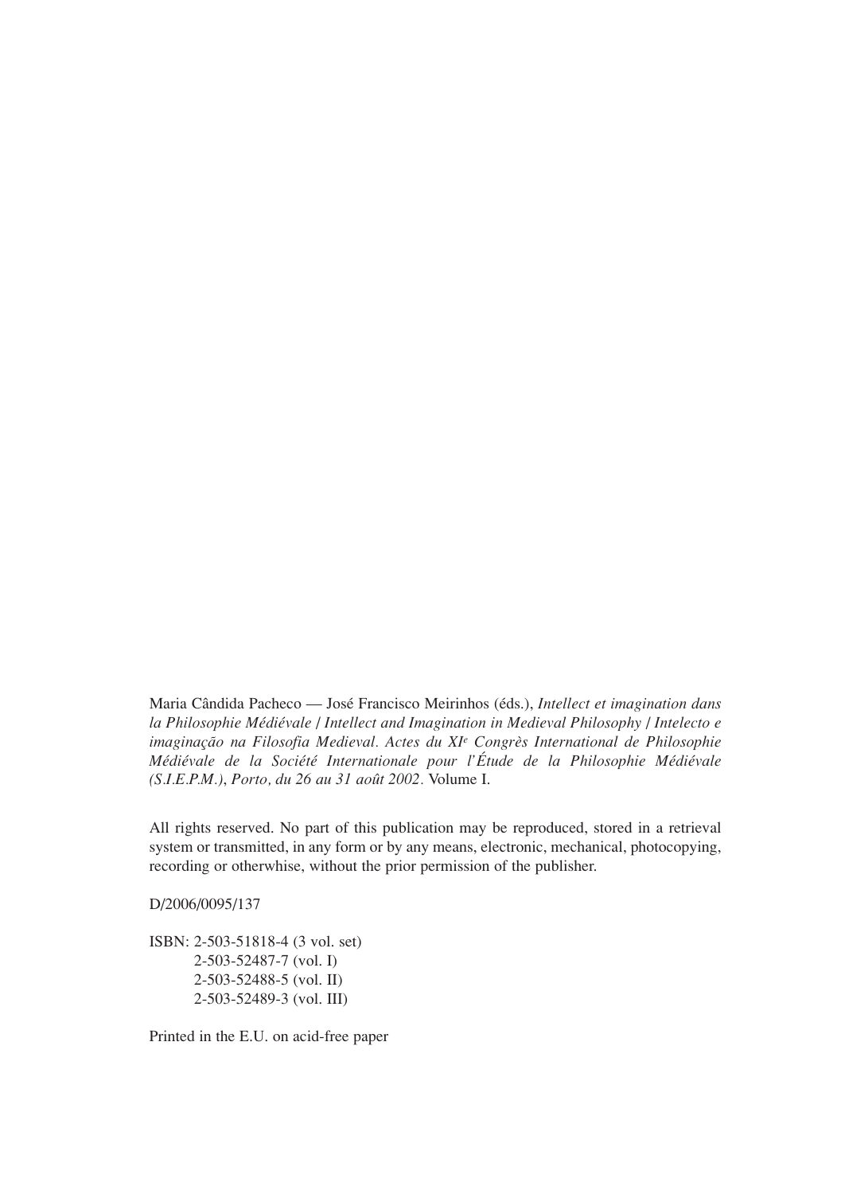Maria Cândida Pacheco — José Francisco Meirinhos (éds.), *Intellect et imagination dans la Philosophie Médiévale / Intellect and Imagination in Medieval Philosophy / Intelecto e imaginação na Filosofia Medieval. Actes du XI[e] Congrès International de Philosophie Médiévale de la Société Internationale pour l'Étude de la Philosophie Médiévale (S.I.E.P.M.), Porto, du 26 au 31 août 2002.* Volume I.

All rights reserved. No part of this publication may be reproduced, stored in a retrieval system or transmitted, in any form or by any means, electronic, mechanical, photocopying, recording or otherwise, without the prior permission of the publisher.

D/2006/0095/137

ISBN: 2-503-51818-4 (3 vol. set)
2-503-52487-7 (vol. I)
2-503-52488-5 (vol. II)
2-503-52489-3 (vol. III)

Printed in the E.U. on acid-free paper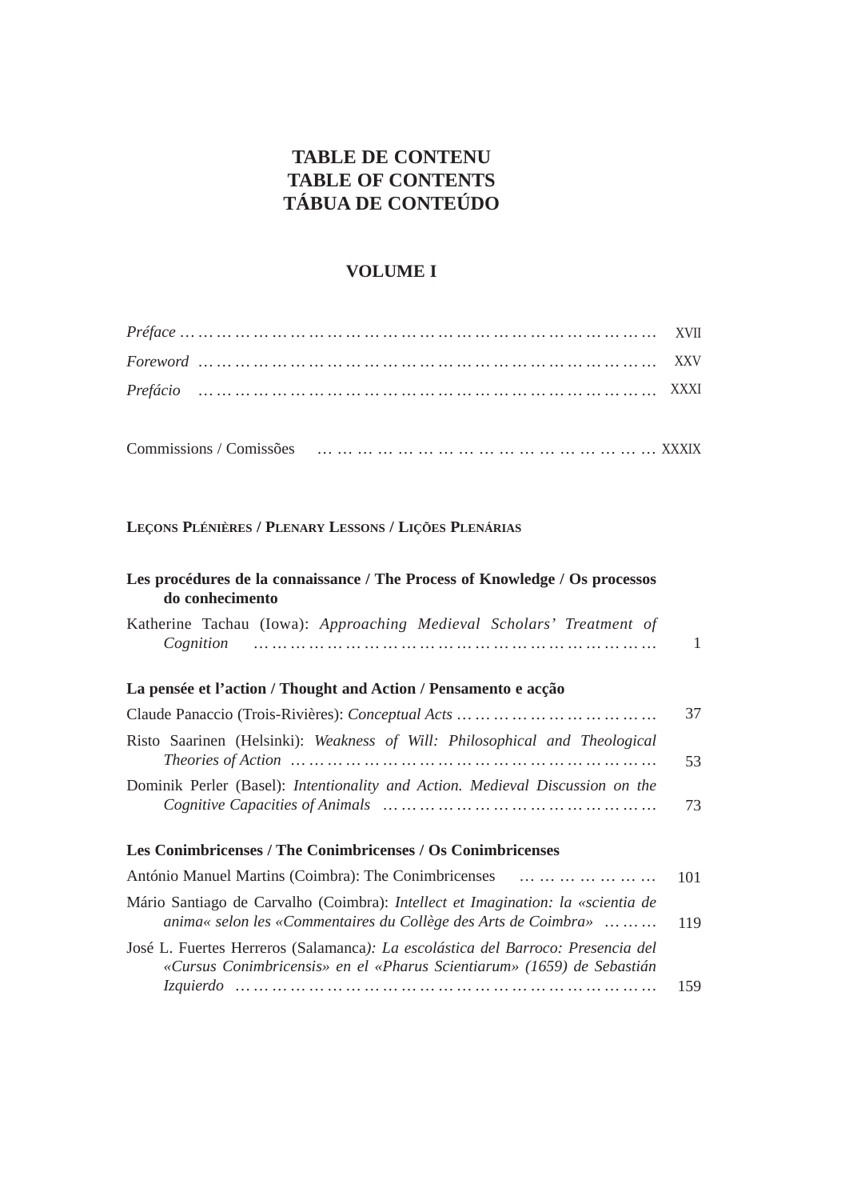# TABLE DE CONTENU
# TABLE OF CONTENTS
# TÁBUA DE CONTEÚDO

## VOLUME I

*Préface* … … … … … … … … … … … … … … … … … … … … … … … … … XVII

*Foreword* … … … … … … … … … … … … … … … … … … … … … … … … XXV

*Prefácio* … … … … … … … … … … … … … … … … … … … … … … … … XXXI

Commissions / Comissões … … … … … … … … … … … … … … … … … … XXXIX

### Leçons Plénières / Plenary Lessons / Lições Plenárias

**Les procédures de la connaissance / The Process of Knowledge / Os processos do conhecimento**

Katherine Tachau (Iowa): *Approaching Medieval Scholars' Treatment of Cognition* … … … … … … … … … … … … … … … … … … … … … 1

**La pensée et l'action / Thought and Action / Pensamento e acção**

Claude Panaccio (Trois-Rivières): *Conceptual Acts* … … … … … … … … … … 37

Risto Saarinen (Helsinki): *Weakness of Will: Philosophical and Theological Theories of Action* … … … … … … … … … … … … … … … … … … 53

Dominik Perler (Basel): *Intentionality and Action. Medieval Discussion on the Cognitive Capacities of Animals* … … … … … … … … … … … … … … 73

**Les Conimbricenses / The Conimbricenses / Os Conimbricenses**

António Manuel Martins (Coimbra): The Conimbricenses … … … … … … 101

Mário Santiago de Carvalho (Coimbra): *Intellect et Imagination: la «scientia de anima« selon les «Commentaires du Collège des Arts de Coimbra»* … … … 119

José L. Fuertes Herreros (Salamanca*): La escolástica del Barroco: Presencia del «Cursus Conimbricensis» en el «Pharus Scientiarum» (1659) de Sebastián Izquierdo* … … … … … … … … … … … … … … … … … … … … … 159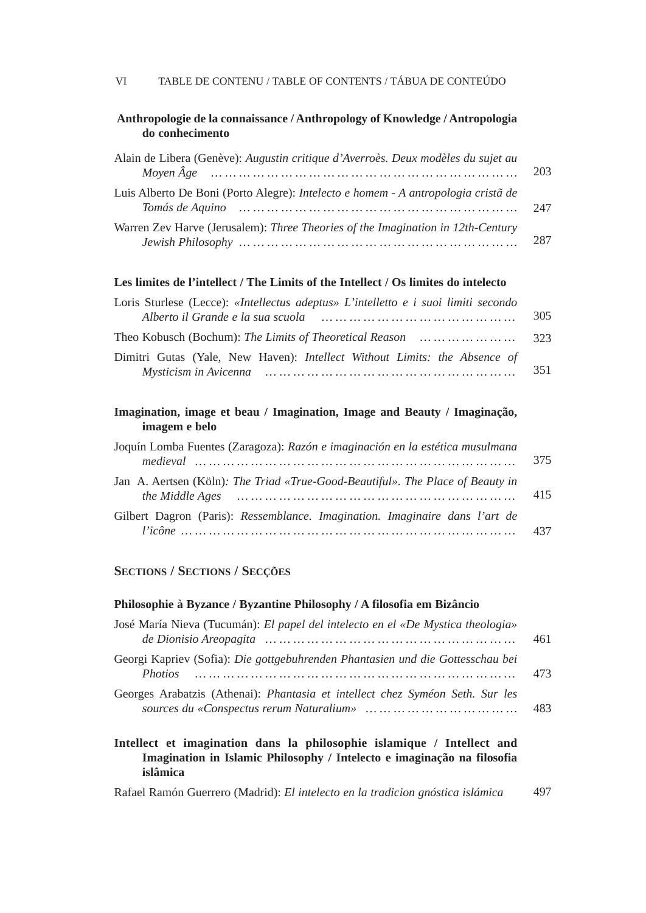### Anthropologie de la connaissance / Anthropology of Knowledge / Antropologia do conhecimento

Alain de Libera (Genève): *Augustin critique d'Averroès. Deux modèles du sujet au Moyen Âge* …………………………………………………… 203

Luis Alberto De Boni (Porto Alegre): *Intelecto e homem - A antropologia cristã de Tomás de Aquino* …………………………………………………… 247

Warren Zev Harve (Jerusalem): *Three Theories of the Imagination in 12th-Century Jewish Philosophy* …………………………………………………… 287

### Les limites de l'intellect / The Limits of the Intellect / Os limites do intelecto

Loris Sturlese (Lecce): *«Intellectus adeptus» L'intelletto e i suoi limiti secondo Alberto il Grande e la sua scuola* …………………………………… 305

Theo Kobusch (Bochum): *The Limits of Theoretical Reason* ………………… 323

Dimitri Gutas (Yale, New Haven): *Intellect Without Limits: the Absence of Mysticism in Avicenna* …………………………………………………… 351

### Imagination, image et beau / Imagination, Image and Beauty / Imaginação, imagem e belo

Joquín Lomba Fuentes (Zaragoza): *Razón e imaginación en la estética musulmana medieval* …………………………………………………… 375

Jan A. Aertsen (Köln)*: The Triad «True-Good-Beautiful». The Place of Beauty in the Middle Ages* …………………………………………………… 415

Gilbert Dagron (Paris): *Ressemblance. Imagination. Imaginaire dans l'art de l'icône* …………………………………………………… 437

## SECTIONS / SECTIONS / SECÇÕES

### Philosophie à Byzance / Byzantine Philosophy / A filosofia em Bizâncio

José María Nieva (Tucumán): *El papel del intelecto en el «De Mystica theologia» de Dionisio Areopagita* …………………………………………………… 461

Georgi Kapriev (Sofia): *Die gottgebuhrenden Phantasien und die Gottesschau bei Photios* …………………………………………………… 473

Georges Arabatzis (Athenai): *Phantasia et intellect chez Syméon Seth. Sur les sources du «Conspectus rerum Naturalium»* ………………………… 483

### Intellect et imagination dans la philosophie islamique / Intellect and Imagination in Islamic Philosophy / Intelecto e imaginação na filosofia islâmica

Rafael Ramón Guerrero (Madrid): *El intelecto en la tradicion gnóstica islámica* 497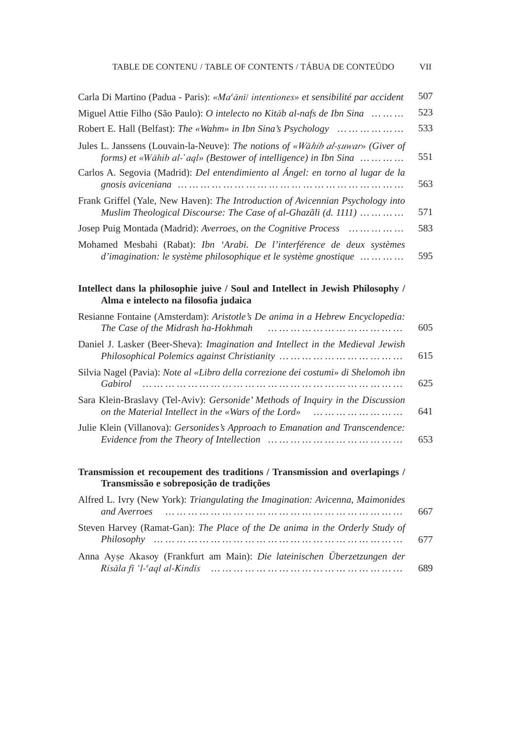Carla Di Martino (Padua - Paris): *«Maʿānī/ intentiones» et sensibilité par accident* ... 507

Miguel Attie Filho (São Paulo): *O intelecto no Kitāb al-nafs de Ibn Sina* ... 523

Robert E. Hall (Belfast): *The «Wahm» in Ibn Sina's Psychology* ... 533

Jules L. Janssens (Louvain-la-Neuve): *The notions of «Wāhib al-ṣuwar» (Giver of forms) et «Wāhib al-'aql» (Bestower of intelligence) in Ibn Sina* ... 551

Carlos A. Segovia (Madrid): *Del entendimiento al Ángel: en torno al lugar de la gnosis aviceniana* ... 563

Frank Griffel (Yale, New Haven): *The Introduction of Avicennian Psychology into Muslim Theological Discourse: The Case of al-Ghazãli (d. 1111)* ... 571

Josep Puig Montada (Madrid): *Averroes, on the Cognitive Process* ... 583

Mohamed Mesbahi (Rabat): *Ibn 'Arabi. De l'interférence de deux systèmes d'imagination: le système philosophique et le système gnostique* ... 595

**Intellect dans la philosophie juive / Soul and Intellect in Jewish Philosophy / Alma e intelecto na filosofia judaica**

Resianne Fontaine (Amsterdam): *Aristotle's De anima in a Hebrew Encyclopedia: The Case of the Midrash ha-Hokhmah* ... 605

Daniel J. Lasker (Beer-Sheva): *Imagination and Intellect in the Medieval Jewish Philosophical Polemics against Christianity* ... 615

Silvia Nagel (Pavia): *Note al «Libro della correzione dei costumi» di Shelomoh ibn Gabirol* ... 625

Sara Klein-Braslavy (Tel-Aviv): *Gersonide' Methods of Inquiry in the Discussion on the Material Intellect in the «Wars of the Lord»* ... 641

Julie Klein (Villanova): *Gersonides's Approach to Emanation and Transcendence: Evidence from the Theory of Intellection* ... 653

**Transmission et recoupement des traditions / Transmission and overlapings / Transmissão e sobreposição de tradições**

Alfred L. Ivry (New York): *Triangulating the Imagination: Avicenna, Maimonides and Averroes* ... 667

Steven Harvey (Ramat-Gan): *The Place of the De anima in the Orderly Study of Philosophy* ... 677

Anna Ayşe Akasoy (Frankfurt am Main): *Die lateinischen Überzetzungen der Risāla fī 'l-ʿaql al-Kindīs* ... 689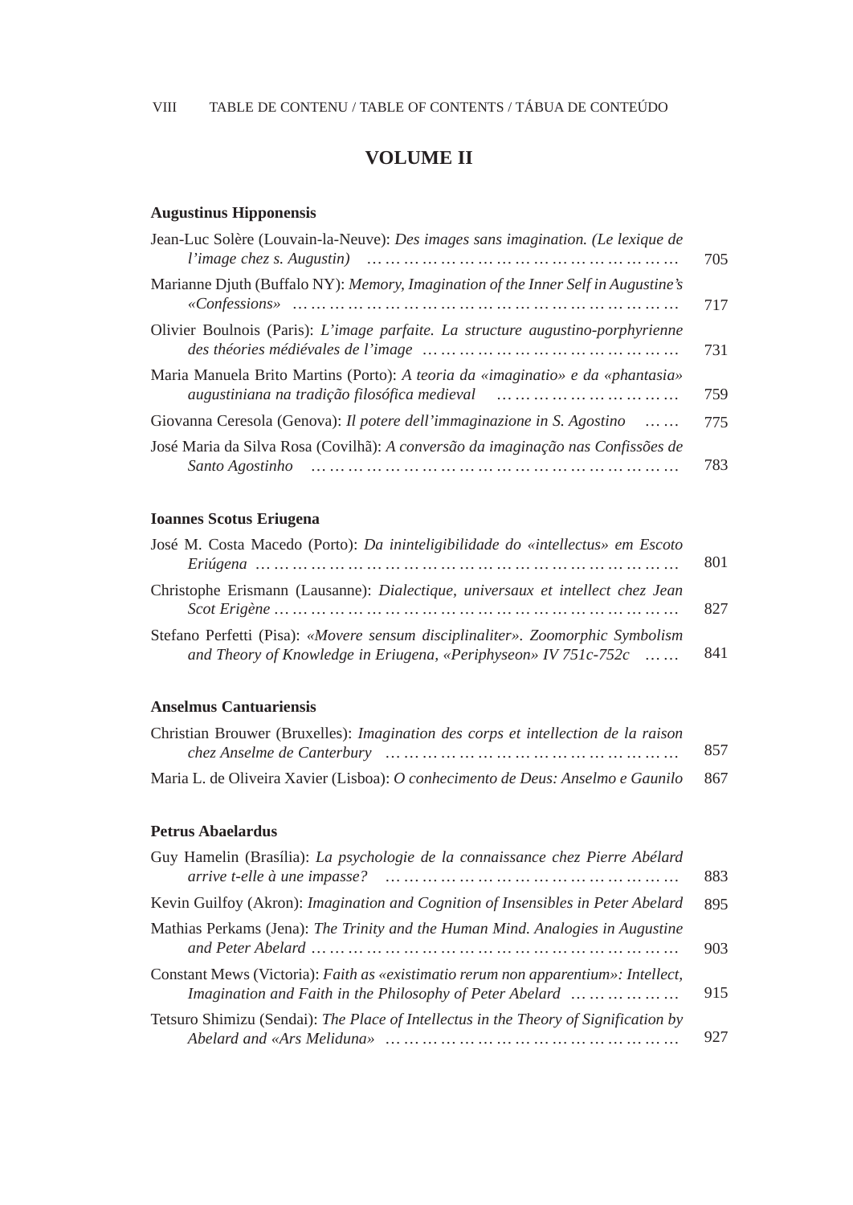## VOLUME II

### Augustinus Hipponensis

Jean-Luc Solère (Louvain-la-Neuve): *Des images sans imagination. (Le lexique de l'image chez s. Augustin)* ............ 705

Marianne Djuth (Buffalo NY): *Memory, Imagination of the Inner Self in Augustine's «Confessions»* ............ 717

Olivier Boulnois (Paris): *L'image parfaite. La structure augustino-porphyrienne des théories médiévales de l'image* ............ 731

Maria Manuela Brito Martins (Porto): *A teoria da «imaginatio» e da «phantasia» augustiniana na tradição filosófica medieval* ............ 759

Giovanna Ceresola (Genova): *Il potere dell'immaginazione in S. Agostino* ............ 775

José Maria da Silva Rosa (Covilhã): *A conversão da imaginação nas Confissões de Santo Agostinho* ............ 783

### Ioannes Scotus Eriugena

José M. Costa Macedo (Porto): *Da ininteligibilidade do «intellectus» em Escoto Eriúgena* ............ 801

Christophe Erismann (Lausanne): *Dialectique, universaux et intellect chez Jean Scot Erigène* ............ 827

Stefano Perfetti (Pisa): *«Movere sensum disciplinaliter». Zoomorphic Symbolism and Theory of Knowledge in Eriugena, «Periphyseon» IV 751c-752c* ............ 841

### Anselmus Cantuariensis

Christian Brouwer (Bruxelles): *Imagination des corps et intellection de la raison chez Anselme de Canterbury* ............ 857

Maria L. de Oliveira Xavier (Lisboa): *O conhecimento de Deus: Anselmo e Gaunilo* ............ 867

### Petrus Abaelardus

Guy Hamelin (Brasília): *La psychologie de la connaissance chez Pierre Abélard arrive t-elle à une impasse?* ............ 883

Kevin Guilfoy (Akron): *Imagination and Cognition of Insensibles in Peter Abelard* ............ 895

Mathias Perkams (Jena): *The Trinity and the Human Mind. Analogies in Augustine and Peter Abelard* ............ 903

Constant Mews (Victoria): *Faith as «existimatio rerum non apparentium»: Intellect, Imagination and Faith in the Philosophy of Peter Abelard* ............ 915

Tetsuro Shimizu (Sendai): *The Place of Intellectus in the Theory of Signification by Abelard and «Ars Meliduna»* ............ 927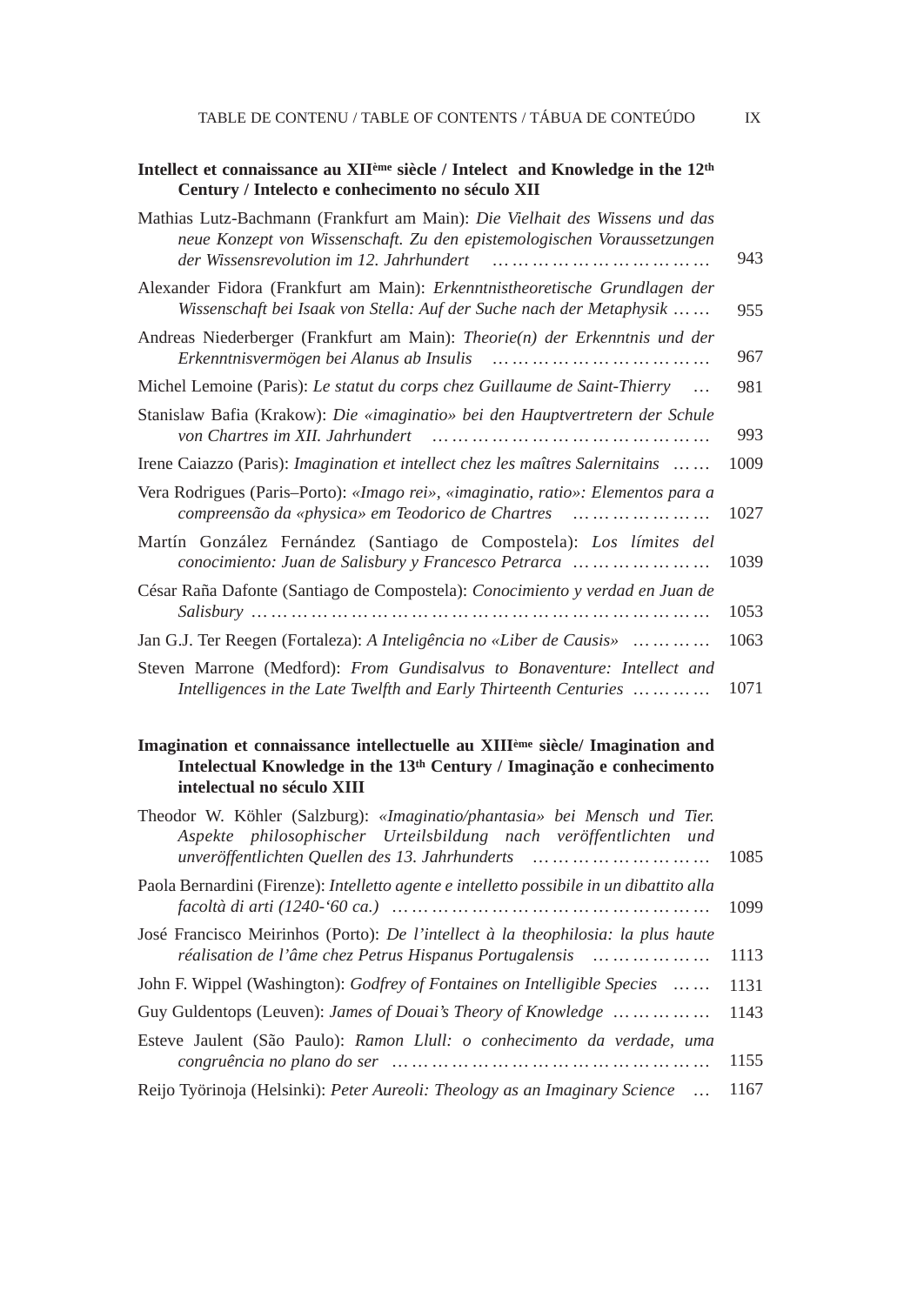**Intellect et connaissance au XII$^{ème}$ siècle / Intelect and Knowledge in the 12$^{th}$ Century / Intelecto e conhecimento no século XII**

Mathias Lutz-Bachmann (Frankfurt am Main): *Die Vielhait des Wissens und das neue Konzept von Wissenschaft. Zu den epistemologischen Voraussetzungen der Wissensrevolution im 12. Jahrhundert* ………………………… 943

Alexander Fidora (Frankfurt am Main): *Erkenntnistheoretische Grundlagen der Wissenschaft bei Isaak von Stella: Auf der Suche nach der Metaphysik* …… 955

Andreas Niederberger (Frankfurt am Main): *Theorie(n) der Erkenntnis und der Erkenntnisvermögen bei Alanus ab Insulis* ………………………… 967

Michel Lemoine (Paris): *Le statut du corps chez Guillaume de Saint-Thierry* … 981

Stanislaw Bafia (Krakow): *Die «imaginatio» bei den Hauptvertretern der Schule von Chartres im XII. Jahrhundert* ………………………………… 993

Irene Caiazzo (Paris): *Imagination et intellect chez les maîtres Salernitains* …… 1009

Vera Rodrigues (Paris–Porto): *«Imago rei», «imaginatio, ratio»: Elementos para a compreensão da «physica» em Teodorico de Chartres* ………………… 1027

Martín González Fernández (Santiago de Compostela): *Los límites del conocimiento: Juan de Salisbury y Francesco Petrarca* ………………… 1039

César Raña Dafonte (Santiago de Compostela): *Conocimiento y verdad en Juan de Salisbury* ……………………………………………………… 1053

Jan G.J. Ter Reegen (Fortaleza): *A Inteligência no «Liber de Causis»* ………… 1063

Steven Marrone (Medford): *From Gundisalvus to Bonaventure: Intellect and Intelligences in the Late Twelfth and Early Thirteenth Centuries* ………… 1071

**Imagination et connaissance intellectuelle au XIII$^{ème}$ siècle/ Imagination and Intelectual Knowledge in the 13$^{th}$ Century / Imaginação e conhecimento intelectual no século XIII**

Theodor W. Köhler (Salzburg): *«Imaginatio/phantasia» bei Mensch und Tier. Aspekte philosophischer Urteilsbildung nach veröffentlichten und unveröffentlichten Quellen des 13. Jahrhunderts* ……………………… 1085

Paola Bernardini (Firenze): *Intelletto agente e intelletto possibile in un dibattito alla facoltà di arti (1240-'60 ca.)* ……………………………………… 1099

José Francisco Meirinhos (Porto): *De l'intellect à la theophilosia: la plus haute réalisation de l'âme chez Petrus Hispanus Portugalensis* ……………… 1113

John F. Wippel (Washington): *Godfrey of Fontaines on Intelligible Species* …… 1131

Guy Guldentops (Leuven): *James of Douai's Theory of Knowledge* …………… 1143

Esteve Jaulent (São Paulo): *Ramon Llull: o conhecimento da verdade, uma congruência no plano do ser* ………………………………………… 1155

Reijo Työrinoja (Helsinki): *Peter Aureoli: Theology as an Imaginary Science* … 1167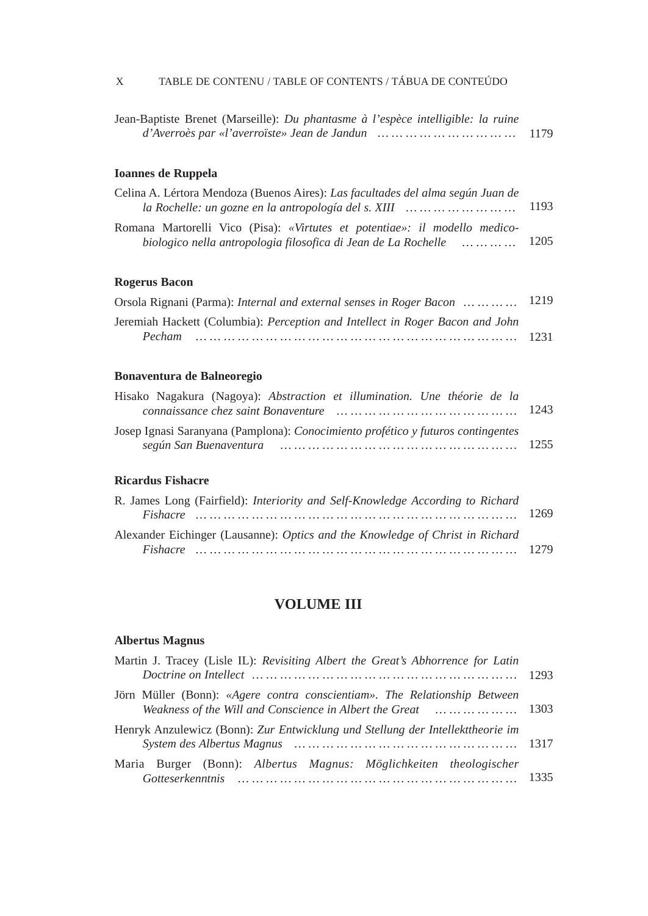Jean-Baptiste Brenet (Marseille): *Du phantasme à l'espèce intelligible: la ruine d'Averroès par «l'averroïste» Jean de Jandun* ………………………… 1179

**Ioannes de Ruppela**

Celina A. Lértora Mendoza (Buenos Aires): *Las facultades del alma según Juan de la Rochelle: un gozne en la antropología del s. XIII* …………………… 1193

Romana Martorelli Vico (Pisa): *«Virtutes et potentiae»: il modello medico-biologico nella antropologia filosofica di Jean de La Rochelle* ………… 1205

**Rogerus Bacon**

Orsola Rignani (Parma): *Internal and external senses in Roger Bacon* ………… 1219

Jeremiah Hackett (Columbia): *Perception and Intellect in Roger Bacon and John Pecham* …………………………………………………………… 1231

**Bonaventura de Balneoregio**

Hisako Nagakura (Nagoya): *Abstraction et illumination. Une théorie de la connaissance chez saint Bonaventure* ………………………………… 1243

Josep Ignasi Saranyana (Pamplona): *Conocimiento profético y futuros contingentes según San Buenaventura* ………………………………………… 1255

**Ricardus Fishacre**

R. James Long (Fairfield): *Interiority and Self-Knowledge According to Richard Fishacre* …………………………………………………………… 1269

Alexander Eichinger (Lausanne): *Optics and the Knowledge of Christ in Richard Fishacre* …………………………………………………………… 1279

## VOLUME III

**Albertus Magnus**

Martin J. Tracey (Lisle IL): *Revisiting Albert the Great's Abhorrence for Latin Doctrine on Intellect* ………………………………………………… 1293

Jörn Müller (Bonn): *«Agere contra conscientiam». The Relationship Between Weakness of the Will and Conscience in Albert the Great* ……………… 1303

Henryk Anzulewicz (Bonn): *Zur Entwicklung und Stellung der Intellekttheorie im System des Albertus Magnus* ……………………………………… 1317

Maria Burger (Bonn): *Albertus Magnus: Möglichkeiten theologischer Gotteserkenntnis* ……………………………………………………… 1335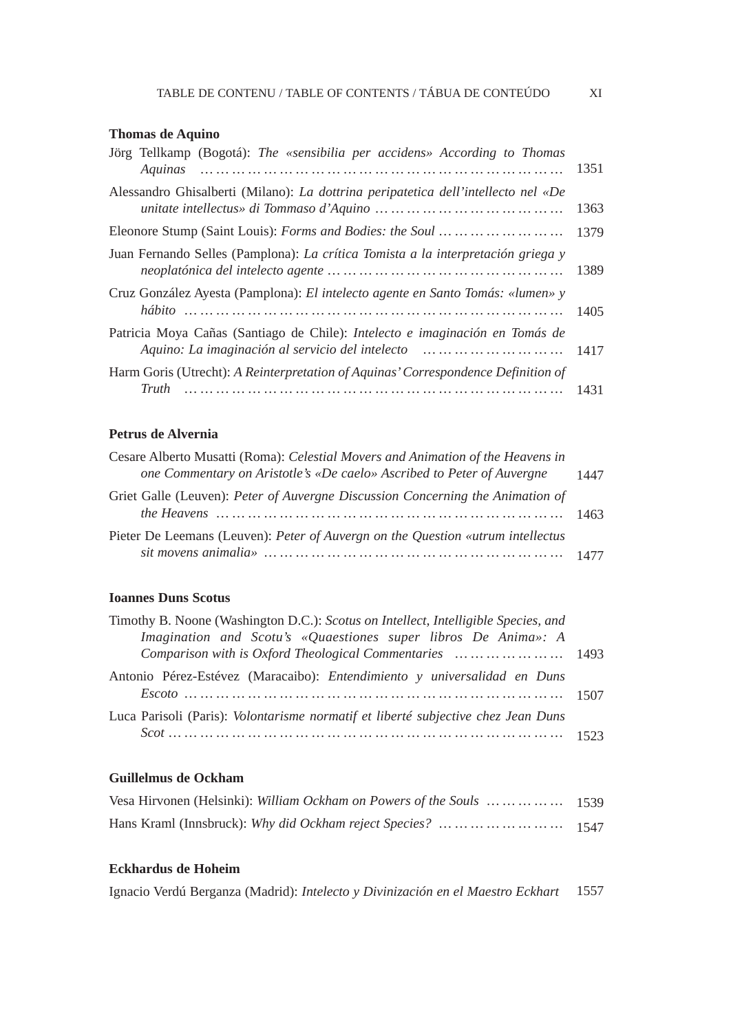**Thomas de Aquino**

Jörg Tellkamp (Bogotá): *The «sensibilia per accidens» According to Thomas Aquinas* ………………………………………………………… 1351

Alessandro Ghisalberti (Milano): *La dottrina peripatetica dell'intellecto nel «De unitate intellectus» di Tommaso d'Aquino* …………………………… 1363

Eleonore Stump (Saint Louis): *Forms and Bodies: the Soul* …………………… 1379

Juan Fernando Selles (Pamplona): *La crítica Tomista a la interpretación griega y neoplatónica del intelecto agente* …………………………………… 1389

Cruz González Ayesta (Pamplona): *El intelecto agente en Santo Tomás: «lumen» y hábito* ………………………………………………………………… 1405

Patricia Moya Cañas (Santiago de Chile): *Intelecto e imaginación en Tomás de Aquino: La imaginación al servicio del intelecto* …………………… 1417

Harm Goris (Utrecht): *A Reinterpretation of Aquinas' Correspondence Definition of Truth* ………………………………………………………………… 1431

**Petrus de Alvernia**

Cesare Alberto Musatti (Roma): *Celestial Movers and Animation of the Heavens in one Commentary on Aristotle's «De caelo» Ascribed to Peter of Auvergne* 1447

Griet Galle (Leuven): *Peter of Auvergne Discussion Concerning the Animation of the Heavens* ……………………………………………………… 1463

Pieter De Leemans (Leuven): *Peter of Auvergn on the Question «utrum intellectus sit movens animalia»* ………………………………………………… 1477

**Ioannes Duns Scotus**

Timothy B. Noone (Washington D.C.): *Scotus on Intellect, Intelligible Species, and Imagination and Scotu's «Quaestiones super libros De Anima»: A Comparison with is Oxford Theological Commentaries* ………………… 1493

Antonio Pérez-Estévez (Maracaibo): *Entendimiento y universalidad en Duns Escoto* ………………………………………………………………… 1507

Luca Parisoli (Paris): *Volontarisme normatif et liberté subjective chez Jean Duns Scot* ………………………………………………………………… 1523

**Guillelmus de Ockham**

Vesa Hirvonen (Helsinki): *William Ockham on Powers of the Souls* …………… 1539

Hans Kraml (Innsbruck): *Why did Ockham reject Species?* …………………… 1547

**Eckhardus de Hoheim**

Ignacio Verdú Berganza (Madrid): *Intelecto y Divinización en el Maestro Eckhart* 1557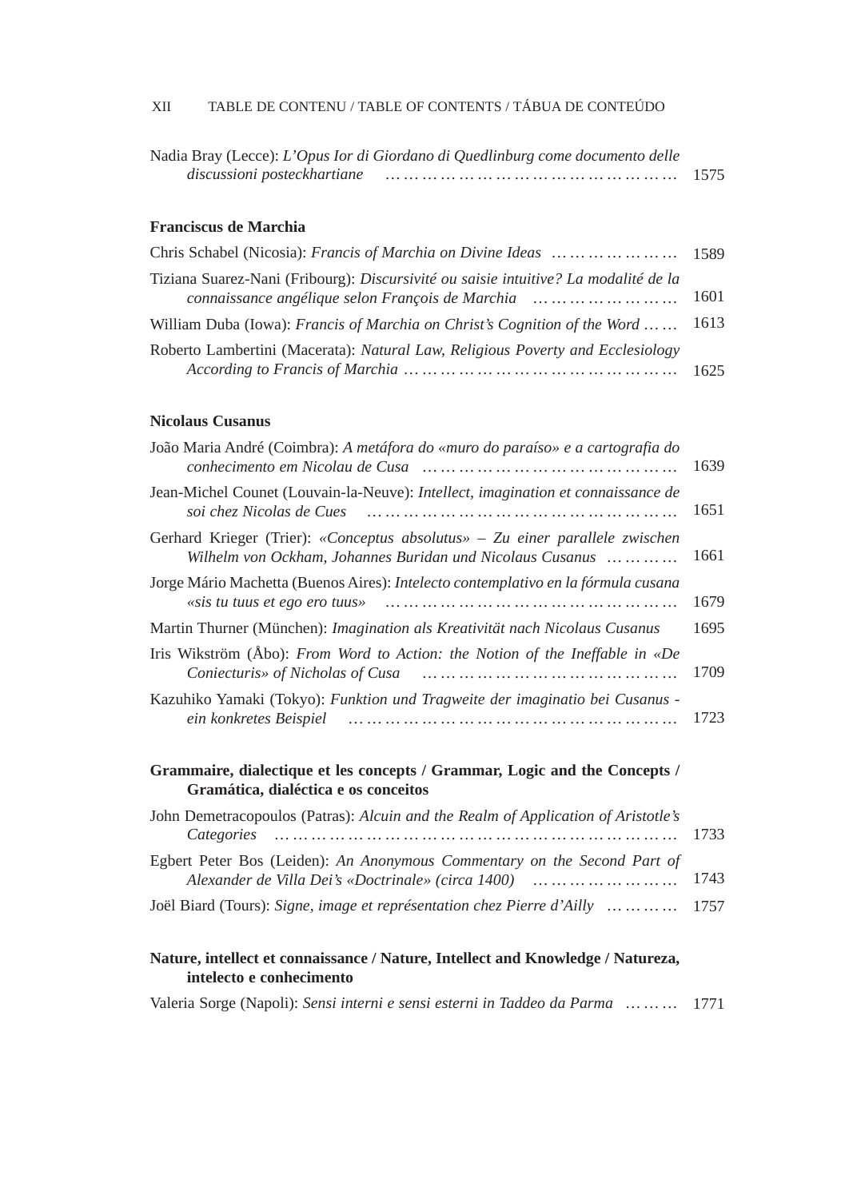Nadia Bray (Lecce): *L'Opus Ior di Giordano di Quedlinburg come documento delle discussioni posteckhartiane* ………………………………………… 1575

### Franciscus de Marchia

Chris Schabel (Nicosia): *Francis of Marchia on Divine Ideas* ……………… 1589

Tiziana Suarez-Nani (Fribourg): *Discursivité ou saisie intuitive? La modalité de la connaissance angélique selon François de Marchia* ………………… 1601

William Duba (Iowa): *Francis of Marchia on Christ's Cognition of the Word* …… 1613

Roberto Lambertini (Macerata): *Natural Law, Religious Poverty and Ecclesiology According to Francis of Marchia* ……………………………………… 1625

### Nicolaus Cusanus

João Maria André (Coimbra): *A metáfora do «muro do paraíso» e a cartografia do conhecimento em Nicolau de Cusa* …………………………………… 1639

Jean-Michel Counet (Louvain-la-Neuve): *Intellect, imagination et connaissance de soi chez Nicolas de Cues* ………………………………………… 1651

Gerhard Krieger (Trier): *«Conceptus absolutus» – Zu einer parallele zwischen Wilhelm von Ockham, Johannes Buridan und Nicolaus Cusanus* ………… 1661

Jorge Mário Machetta (Buenos Aires): *Intelecto contemplativo en la fórmula cusana «sis tu tuus et ego ero tuus»* ………………………………………… 1679

Martin Thurner (München): *Imagination als Kreativität nach Nicolaus Cusanus* 1695

Iris Wikström (Åbo): *From Word to Action: the Notion of the Ineffable in «De Coniecturis» of Nicholas of Cusa* …………………………………… 1709

Kazuhiko Yamaki (Tokyo): *Funktion und Tragweite der imaginatio bei Cusanus - ein konkretes Beispiel* ……………………………………………… 1723

### Grammaire, dialectique et les concepts / Grammar, Logic and the Concepts / Gramática, dialéctica e os conceitos

John Demetracopoulos (Patras): *Alcuin and the Realm of Application of Aristotle's Categories* ……………………………………………………… 1733

Egbert Peter Bos (Leiden): *An Anonymous Commentary on the Second Part of Alexander de Villa Dei's «Doctrinale» (circa 1400)* ………………… 1743

Joël Biard (Tours): *Signe, image et représentation chez Pierre d'Ailly* ………… 1757

### Nature, intellect et connaissance / Nature, Intellect and Knowledge / Natureza, intelecto e conhecimento

Valeria Sorge (Napoli): *Sensi interni e sensi esterni in Taddeo da Parma* ……… 1771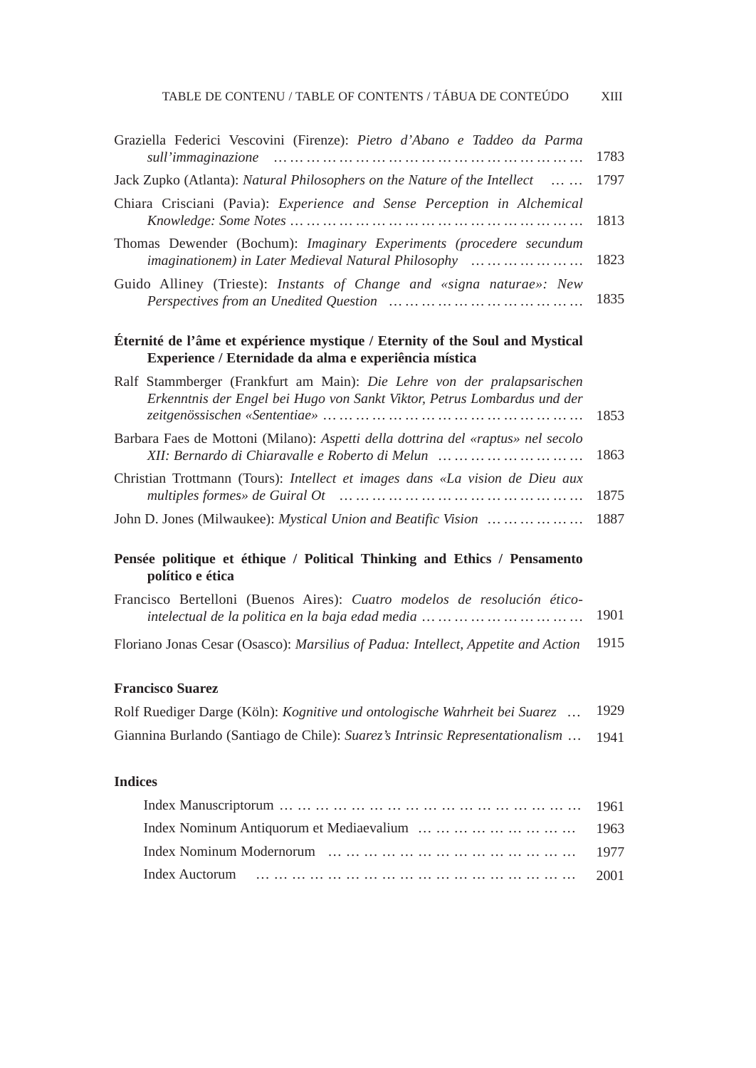Graziella Federici Vescovini (Firenze): *Pietro d'Abano e Taddeo da Parma sull'immaginazione* ………………………………………………… 1783

Jack Zupko (Atlanta): *Natural Philosophers on the Nature of the Intellect* …… 1797

Chiara Crisciani (Pavia): *Experience and Sense Perception in Alchemical Knowledge: Some Notes* ……………………………………………… 1813

Thomas Dewender (Bochum): *Imaginary Experiments (procedere secundum imaginationem) in Later Medieval Natural Philosophy* ………………… 1823

Guido Alliney (Trieste): *Instants of Change and «signa naturae»: New Perspectives from an Unedited Question* ……………………………… 1835

**Éternité de l'âme et expérience mystique / Eternity of the Soul and Mystical Experience / Eternidade da alma e experiência mística**

Ralf Stammberger (Frankfurt am Main): *Die Lehre von der pralapsarischen Erkenntnis der Engel bei Hugo von Sankt Viktor, Petrus Lombardus und der zeitgenössischen «Sententiae»* ………………………………………… 1853

Barbara Faes de Mottoni (Milano): *Aspetti della dottrina del «raptus» nel secolo XII: Bernardo di Chiaravalle e Roberto di Melun* ……………………… 1863

Christian Trottmann (Tours): *Intellect et images dans «La vision de Dieu aux multiples formes» de Guiral Ot* ……………………………………… 1875

John D. Jones (Milwaukee): *Mystical Union and Beatific Vision* …………… 1887

**Pensée politique et éthique / Political Thinking and Ethics / Pensamento político e ética**

Francisco Bertelloni (Buenos Aires): *Cuatro modelos de resolución ético-intelectual de la politica en la baja edad media* ………………………… 1901

Floriano Jonas Cesar (Osasco): *Marsilius of Padua: Intellect, Appetite and Action* 1915

**Francisco Suarez**

Rolf Ruediger Darge (Köln): *Kognitive und ontologische Wahrheit bei Suarez* … 1929

Giannina Burlando (Santiago de Chile): *Suarez's Intrinsic Representationalism* … 1941

**Indices**

Index Manuscriptorum ……………………………………………… 1961

Index Nominum Antiquorum et Mediaevalium ………………………… 1963

Index Nominum Modernorum ……………………………………… 1977

Index Auctorum ……………………………………………………… 2001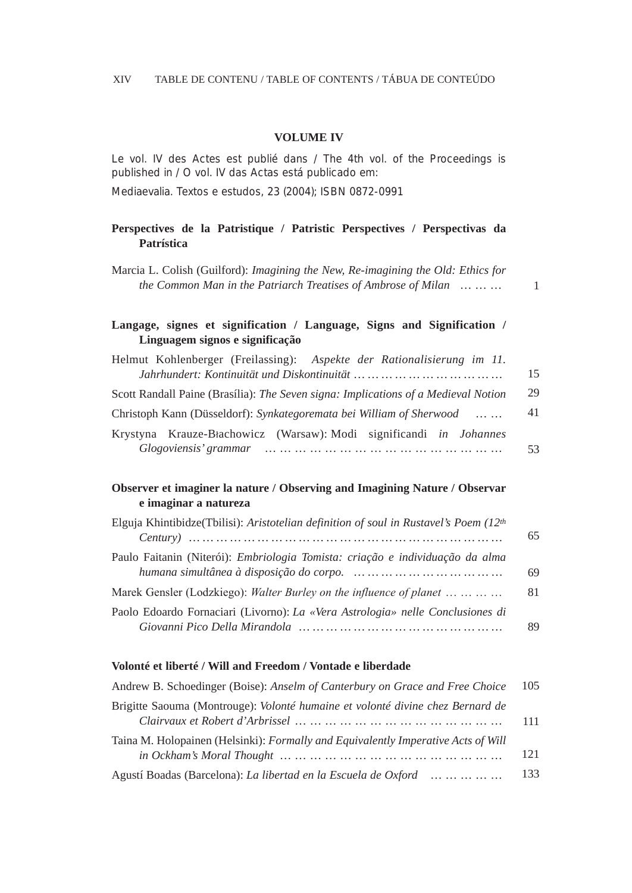## VOLUME IV

Le vol. IV des Actes est publié dans / The 4th vol. of the Proceedings is published in / O vol. IV das Actas está publicado em:

Mediaevalia. Textos e estudos, 23 (2004); ISBN 0872-0991

### Perspectives de la Patristique / Patristic Perspectives / Perspectivas da Patrística

Marcia L. Colish (Guilford): *Imagining the New, Re-imagining the Old: Ethics for the Common Man in the Patriarch Treatises of Ambrose of Milan* … … … 1

### Langage, signes et signification / Language, Signs and Signification / Linguagem signos e significação

Helmut Kohlenberger (Freilassing): *Aspekte der Rationalisierung im 11. Jahrhundert: Kontinuität und Diskontinuität* … … … … … … … … … … 15

Scott Randall Paine (Brasília): *The Seven signa: Implications of a Medieval Notion* 29

Christoph Kann (Düsseldorf): *Synkategoremata bei William of Sherwood* … … 41

Krystyna Krauze-Błachowicz (Warsaw): Modi significandi *in Johannes Glogoviensis' grammar* … … … … … … … … … … … … … … … … 53

### Observer et imaginer la nature / Observing and Imagining Nature / Observar e imaginar a natureza

Elguja Khintibidze(Tbilisi): *Aristotelian definition of soul in Rustavel's Poem (12th Century)* … … … … … … … … … … … … … … … … … … … … … … 65

Paulo Faitanin (Niterói): *Embriologia Tomista: criação e individuação da alma humana simultânea à disposição do corpo.* … … … … … … … … … … 69

Marek Gensler (Lodzkiego): *Walter Burley on the influence of planet* … … … … 81

Paolo Edoardo Fornaciari (Livorno): *La «Vera Astrologia» nelle Conclusiones di Giovanni Pico Della Mirandola* … … … … … … … … … … … … … … 89

### Volonté et liberté / Will and Freedom / Vontade e liberdade

Andrew B. Schoedinger (Boise): *Anselm of Canterbury on Grace and Free Choice* 105

Brigitte Saouma (Montrouge): *Volonté humaine et volonté divine chez Bernard de Clairvaux et Robert d'Arbrissel* … … … … … … … … … … … … … … 111

Taina M. Holopainen (Helsinki): *Formally and Equivalently Imperative Acts of Will in Ockham's Moral Thought* … … … … … … … … … … … … … … 121

Agustí Boadas (Barcelona): *La libertad en la Escuela de Oxford* … … … … … 133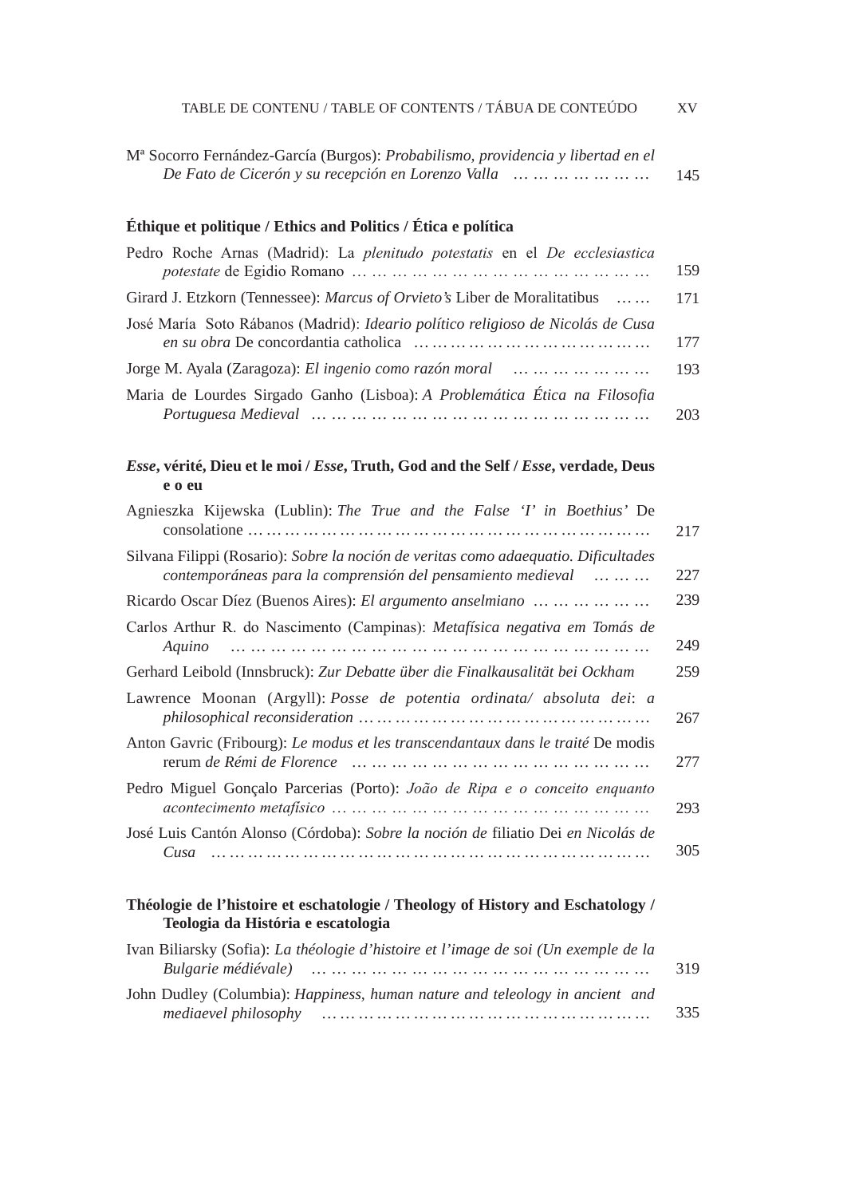Mª Socorro Fernández-García (Burgos): *Probabilismo, providencia y libertad en el De Fato de Cicerón y su recepción en Lorenzo Valla* … … … … … … 145

### Éthique et politique / Ethics and Politics / Ética e política

Pedro Roche Arnas (Madrid): La *plenitudo potestatis* en el *De ecclesiastica potestate* de Egidio Romano … … … … … … … … … … … … … … 159

Girard J. Etzkorn (Tennessee): *Marcus of Orvieto's* Liber de Moralitatibus … … 171

José María Soto Rábanos (Madrid): *Ideario político religioso de Nicolás de Cusa en su obra* De concordantia catholica … … … … … … … … … … … … 177

Jorge M. Ayala (Zaragoza): *El ingenio como razón moral* … … … … … … 193

Maria de Lourdes Sirgado Ganho (Lisboa): *A Problemática Ética na Filosofia Portuguesa Medieval* … … … … … … … … … … … … … … … … … 203

### *Esse*, vérité, Dieu et le moi / *Esse*, Truth, God and the Self / *Esse*, verdade, Deus e o eu

Agnieszka Kijewska (Lublin): *The True and the False 'I' in Boethius'* De consolatione … … … … … … … … … … … … … … … … … … … … … 217

Silvana Filippi (Rosario): *Sobre la noción de veritas como adaequatio. Dificultades contemporáneas para la comprensión del pensamiento medieval* … … … 227

Ricardo Oscar Díez (Buenos Aires): *El argumento anselmiano* … … … … … 239

Carlos Arthur R. do Nascimento (Campinas): *Metafísica negativa em Tomás de Aquino* … … … … … … … … … … … … … … … … … … … … … 249

Gerhard Leibold (Innsbruck): *Zur Debatte über die Finalkausalität bei Ockham* 259

Lawrence Moonan (Argyll): *Posse de potentia ordinata/ absoluta dei*: *a philosophical reconsideration* … … … … … … … … … … … … … … … 267

Anton Gavric (Fribourg): *Le modus et les transcendantaux dans le traité* De modis rerum *de Rémi de Florence* … … … … … … … … … … … … … … 277

Pedro Miguel Gonçalo Parcerias (Porto): *João de Ripa e o conceito enquanto acontecimento metafísico* … … … … … … … … … … … … … … … … 293

José Luis Cantón Alonso (Córdoba): *Sobre la noción de* filiatio Dei *en Nicolás de Cusa* … … … … … … … … … … … … … … … … … … … … … … 305

### Théologie de l'histoire et eschatologie / Theology of History and Eschatology / Teologia da História e escatologia

Ivan Biliarsky (Sofia): *La théologie d'histoire et l'image de soi (Un exemple de la Bulgarie médiévale)* … … … … … … … … … … … … … … … … … 319

John Dudley (Columbia): *Happiness, human nature and teleology in ancient and mediaevel philosophy* … … … … … … … … … … … … … … … … … 335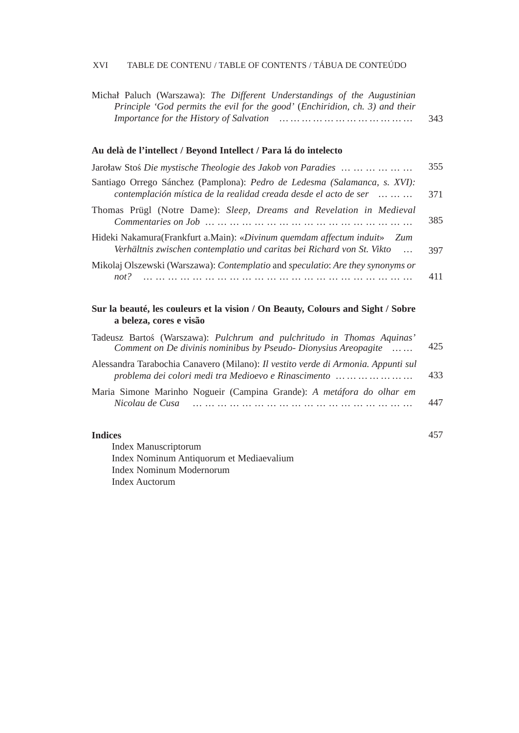Michał Paluch (Warszawa): *The Different Understandings of the Augustinian Principle 'God permits the evil for the good'* (*Enchiridion, ch. 3) and their Importance for the History of Salvation* ……………………………… 343

## Au delà de l'intellect / Beyond Intellect / Para lá do intelecto

Jaroław Stoś *Die mystische Theologie des Jakob von Paradies* … … … … … … 355

Santiago Orrego Sánchez (Pamplona): *Pedro de Ledesma (Salamanca, s. XVI): contemplación mística de la realidad creada desde el acto de ser* … … … 371

Thomas Prügl (Notre Dame): *Sleep, Dreams and Revelation in Medieval Commentaries on Job* … … … … … … … … … … … … … … … … … … 385

Hideki Nakamura(Frankfurt a.Main): «*Divinum quemdam affectum induit*» *Zum Verhältnis zwischen contemplatio und caritas bei Richard von St. Vikto* … 397

Mikolaj Olszewski (Warszawa): *Contemplatio* and *speculatio*: *Are they synonyms or not?* … … … … … … … … … … … … … … … … … … … … … … 411

## Sur la beauté, les couleurs et la vision / On Beauty, Colours and Sight / Sobre a beleza, cores e visão

Tadeusz Bartoś (Warszawa): *Pulchrum and pulchritudo in Thomas Aquinas' Comment on De divinis nominibus by Pseudo- Dionysius Areopagite* … … 425

Alessandra Tarabochia Canavero (Milano): *Il vestito verde di Armonia. Appunti sul problema dei colori medi tra Medioevo e Rinascimento* ………………… 433

Maria Simone Marinho Nogueir (Campina Grande): *A metáfora do olhar em Nicolau de Cusa* … … … … … … … … … … … … … … … … … … 447

**Indices** 457

- Index Manuscriptorum
- Index Nominum Antiquorum et Mediaevalium
- Index Nominum Modernorum
- Index Auctorum